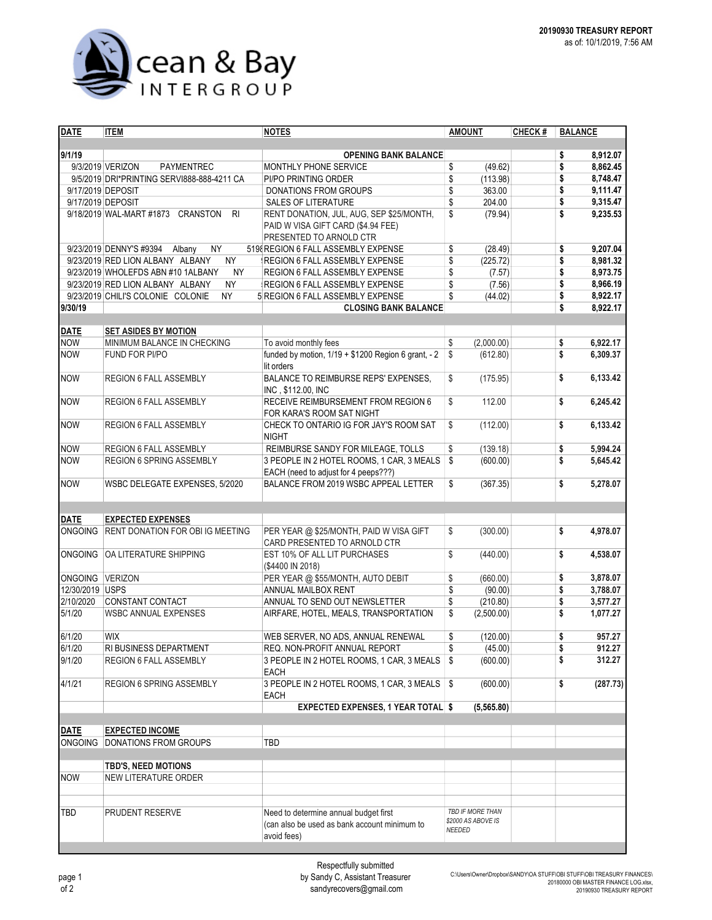**20190930 TREASURY REPORT**
as of: 10/1/2019, 7:56 AM

# Ocean & Bay INTERGROUP

| DATE | ITEM | NOTES | AMOUNT | CHECK # | BALANCE |
|---|---|---|---|---|---|
| 9/1/19 | | OPENING BANK BALANCE | | | $ 8,912.07 |
| 9/3/2019 | VERIZON PAYMENTREC | MONTHLY PHONE SERVICE | $ (49.62) | | $ 8,862.45 |
| 9/5/2019 | DRI*PRINTING SERVI888-888-4211 CA | PI/PO PRINTING ORDER | $ (113.98) | | $ 8,748.47 |
| 9/17/2019 | DEPOSIT | DONATIONS FROM GROUPS | $ 363.00 | | $ 9,111.47 |
| 9/17/2019 | DEPOSIT | SALES OF LITERATURE | $ 204.00 | | $ 9,315.47 |
| 9/18/2019 | WAL-MART #1873 CRANSTON RI | RENT DONATION, JUL, AUG, SEP $25/MONTH, PAID W VISA GIFT CARD ($4.94 FEE) PRESENTED TO ARNOLD CTR | $ (79.94) | | $ 9,235.53 |
| 9/23/2019 | DENNY'S #9394 Albany NY 519 | REGION 6 FALL ASSEMBLY EXPENSE | $ (28.49) | | $ 9,207.04 |
| 9/23/2019 | RED LION ALBANY ALBANY NY | REGION 6 FALL ASSEMBLY EXPENSE | $ (225.72) | | $ 8,981.32 |
| 9/23/2019 | WHOLEFDS ABN #10 1ALBANY NY | REGION 6 FALL ASSEMBLY EXPENSE | $ (7.57) | | $ 8,973.75 |
| 9/23/2019 | RED LION ALBANY ALBANY NY | REGION 6 FALL ASSEMBLY EXPENSE | $ (7.56) | | $ 8,966.19 |
| 9/23/2019 | CHILI'S COLONIE COLONIE NY 5 | REGION 6 FALL ASSEMBLY EXPENSE | $ (44.02) | | $ 8,922.17 |
| 9/30/19 | | CLOSING BANK BALANCE | | | $ 8,922.17 |
| | | | | | |
| **DATE** | **SET ASIDES BY MOTION** | | | | |
| NOW | MINIMUM BALANCE IN CHECKING | To avoid monthly fees | $ (2,000.00) | | $ 6,922.17 |
| NOW | FUND FOR PI/PO | funded by motion, 1/19 + $1200 Region 6 grant, - 2 lit orders | $ (612.80) | | $ 6,309.37 |
| NOW | REGION 6 FALL ASSEMBLY | BALANCE TO REIMBURSE REPS' EXPENSES, INC , $112.00, INC | $ (175.95) | | $ 6,133.42 |
| NOW | REGION 6 FALL ASSEMBLY | RECEIVE REIMBURSEMENT FROM REGION 6 FOR KARA'S ROOM SAT NIGHT | $ 112.00 | | $ 6,245.42 |
| NOW | REGION 6 FALL ASSEMBLY | CHECK TO ONTARIO IG FOR JAY'S ROOM SAT NIGHT | $ (112.00) | | $ 6,133.42 |
| NOW | REGION 6 FALL ASSEMBLY | REIMBURSE SANDY FOR MILEAGE, TOLLS | $ (139.18) | | $ 5,994.24 |
| NOW | REGION 6 SPRING ASSEMBLY | 3 PEOPLE IN 2 HOTEL ROOMS, 1 CAR, 3 MEALS EACH (need to adjust for 4 peeps???) | $ (600.00) | | $ 5,645.42 |
| NOW | WSBC DELEGATE EXPENSES, 5/2020 | BALANCE FROM 2019 WSBC APPEAL LETTER | $ (367.35) | | $ 5,278.07 |
| | | | | | |
| **DATE** | **EXPECTED EXPENSES** | | | | |
| ONGOING | RENT DONATION FOR OBI IG MEETING | PER YEAR @ $25/MONTH, PAID W VISA GIFT CARD PRESENTED TO ARNOLD CTR | $ (300.00) | | $ 4,978.07 |
| ONGOING | OA LITERATURE SHIPPING | EST 10% OF ALL LIT PURCHASES ($4400 IN 2018) | $ (440.00) | | $ 4,538.07 |
| ONGOING | VERIZON | PER YEAR @ $55/MONTH, AUTO DEBIT | $ (660.00) | | $ 3,878.07 |
| 12/30/2019 | USPS | ANNUAL MAILBOX RENT | $ (90.00) | | $ 3,788.07 |
| 2/10/2020 | CONSTANT CONTACT | ANNUAL TO SEND OUT NEWSLETTER | $ (210.80) | | $ 3,577.27 |
| 5/1/20 | WSBC ANNUAL EXPENSES | AIRFARE, HOTEL, MEALS, TRANSPORTATION | $ (2,500.00) | | $ 1,077.27 |
| 6/1/20 | WIX | WEB SERVER, NO ADS, ANNUAL RENEWAL | $ (120.00) | | $ 957.27 |
| 6/1/20 | RI BUSINESS DEPARTMENT | REQ. NON-PROFIT ANNUAL REPORT | $ (45.00) | | $ 912.27 |
| 9/1/20 | REGION 6 FALL ASSEMBLY | 3 PEOPLE IN 2 HOTEL ROOMS, 1 CAR, 3 MEALS EACH | $ (600.00) | | $ 312.27 |
| 4/1/21 | REGION 6 SPRING ASSEMBLY | 3 PEOPLE IN 2 HOTEL ROOMS, 1 CAR, 3 MEALS EACH | $ (600.00) | | $ (287.73) |
| | | EXPECTED EXPENSES, 1 YEAR TOTAL | $ (5,565.80) | | |
| | | | | | |
| **DATE** | **EXPECTED INCOME** | | | | |
| ONGOING | DONATIONS FROM GROUPS | TBD | | | |
| | | | | | |
| | **TBD'S, NEED MOTIONS** | | | | |
| NOW | NEW LITERATURE ORDER | | | | |
| | | | | | |
| TBD | PRUDENT RESERVE | Need to determine annual budget first (can also be used as bank account minimum to avoid fees) | *TBD IF MORE THAN $2000 AS ABOVE IS NEEDED* | | |

Respectfully submitted
by Sandy C, Assistant Treasurer
sandyrecovers@gmail.com

C:\Users\Owner\Dropbox\SANDY\OA STUFF\OBI STUFF\OBI TREASURY FINANCES\20180000 OBI MASTER FINANCE LOG.xlsx, 20190930 TREASURY REPORT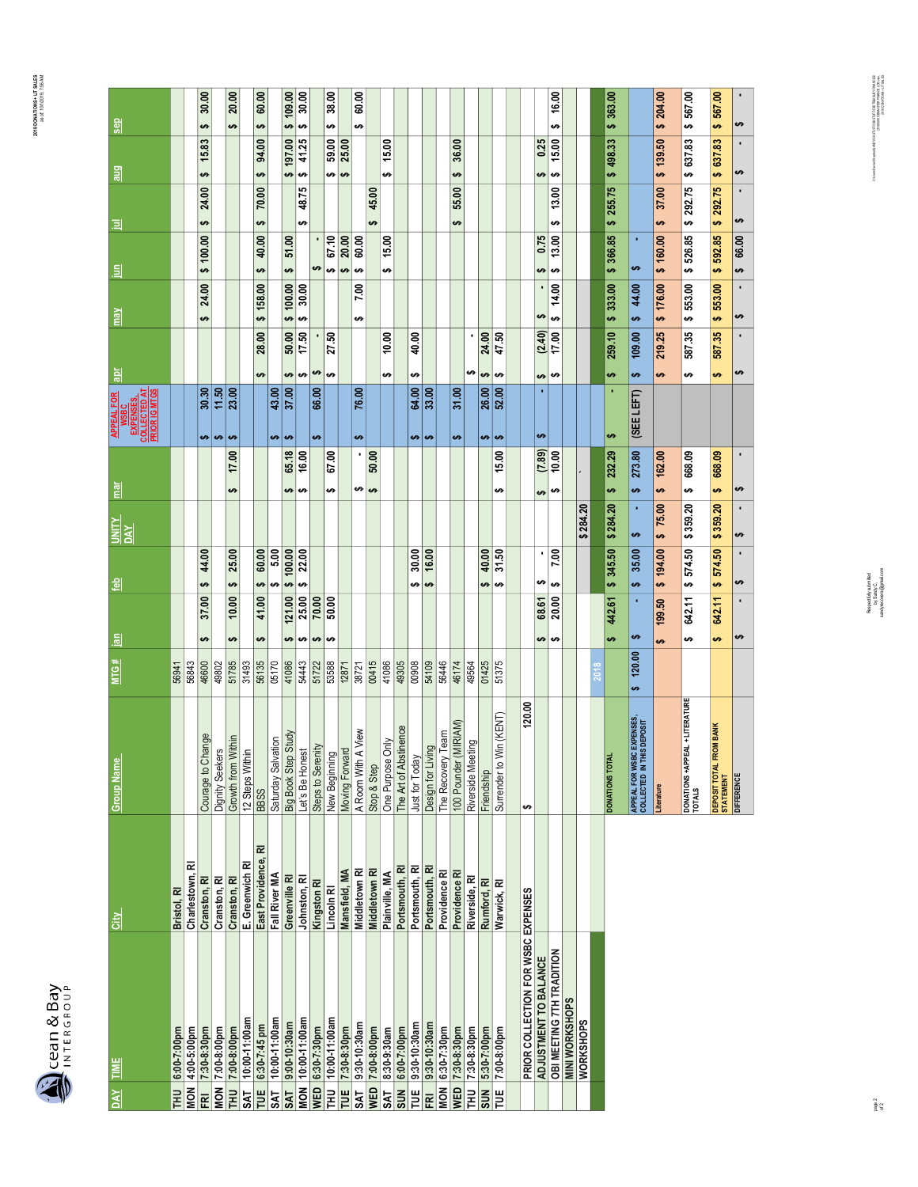Ocean & Bay INTERGROUP

2019 DONATIONS + LIT SALES

| DAY | TIME | City | Group Name | MTG # | jan | feb | UNITY DAY | mar | APPEAL FOR WSBC EXPENSES, COLLECTED AT PRIOR IG MTGS | apr | may | jun | jul | aug | sep |
|---|---|---|---|---|---|---|---|---|---|---|---|---|---|---|---|
| THU | 6:00-7:00pm | Bristol, RI | | 56941 | | | | | | | | | | | |
| MON | 4:00-5:00pm | Charlestown, RI | | 56843 | | | | | | | | | | | |
| FRI | 7:30-8:30pm | Cranston, RI | Courage to Change | 46600 | $ 37.00 | $ 44.00 | | | $ 30.30 | | $ 24.00 | $ 100.00 | $ 24.00 | $ 15.83 | $ 30.00 |
| MON | 7:00-8:00pm | Cranston, RI | Dignity Seekers | 49802 | | | | | $ 11.50 | | | | | | |
| THU | 7:00-8:00pm | Cranston, RI | Growth from Within | 51785 | $ 10.00 | $ 25.00 | | $ 17.00 | $ 23.00 | | | | | | $ 20.00 |
| SAT | 10:00-11:00am | E. Greenwich RI | 12 Steps Within | 31493 | | | | | | | | | | | |
| TUE | 6:30-7:45 pm | East Providence, RI | BBSS | 56135 | $ 41.00 | $ 60.00 | | | | $ 28.00 | $ 158.00 | $ 40.00 | $ 70.00 | $ 94.00 | $ 60.00 |
| SAT | 10:00-11:00am | Fall River MA | Saturday Salvation | 05170 | | $ 5.00 | | | $ 43.00 | | | | | | |
| SAT | 9:00-10:30am | Greenville RI | Big Book Step Study | 41086 | $ 121.00 | $ 100.00 | | $ 65.18 | $ 37.00 | $ 50.00 | $ 100.00 | $ 51.00 | | $ 197.00 | $ 109.00 |
| MON | 10:00-11:00am | Johnston, RI | Let's Be Honest | 54443 | $ 25.00 | $ 22.00 | | $ 16.00 | | $ 17.50 | $ 30.00 | | $ 48.75 | $ 41.25 | $ 30.00 |
| WED | 6:30-7:30pm | Kingston RI | Steps to Serenity | 51722 | $ 70.00 | | | | $ 66.00 | $ - | | $ - | | | |
| THU | 10:00-11:00am | Lincoln RI | New Beginning | 53588 | $ 50.00 | | | $ 67.00 | | $ 27.50 | | $ 67.10 | | $ 59.00 | $ 38.00 |
| TUE | 7:30-8:30pm | Mansfield, MA | Moving Forward | 12871 | | | | | | | | $ 20.00 | | $ 25.00 | |
| SAT | 9:30-10:30am | Middletown RI | A Room With A View | 38721 | | | | $ - | $ 76.00 | | $ 7.00 | $ 60.00 | | | $ 60.00 |
| WED | 7:00-8:00pm | Middletown RI | Stop & Step | 00415 | | | | $ 50.00 | | | | | $ 45.00 | | |
| SAT | 8:30-9:30am | Plainville, MA | One Purpose Only | 41086 | | | | | | $ 10.00 | | $ 15.00 | | $ 15.00 | |
| SUN | 6:00-7:00pm | Portsmouth, RI | The Art of Abstinence | 49305 | | | | | | | | | | | |
| TUE | 9:30-10:30am | Portsmouth, RI | Just for Today | 00908 | | $ 30.00 | | | $ 64.00 | $ 40.00 | | | | | |
| FRI | 9:30-10:30am | Portsmouth, RI | Design for Living | 54109 | | $ 16.00 | | | $ 33.00 | | | | | | |
| MON | 6:30-7:30pm | Providence RI | The Recovery Team | 56446 | | | | | | | | | | | |
| WED | 7:30-8:30pm | Providence RI | 100 Pounder (MIRIAM) | 46174 | | | | | $ 31.00 | | | | $ 55.00 | $ 36.00 | |
| THU | 7:30-8:30pm | Riverside, RI | Riverside Meeting | 49564 | | | | | | $ - | | | | | |
| SUN | 5:30-7:00pm | Rumford, RI | Friendship | 01425 | | $ 40.00 | | | $ 26.00 | $ 24.00 | | | | | |
| TUE | 7:00-8:00pm | Warwick, RI | Surrender to Win (KENT) | 51375 | | $ 31.50 | | $ 15.00 | $ 52.00 | $ 47.50 | | | | | |
| | PRIOR COLLECTION FOR WSBC EXPENSES | | $ 120.00 | | | | | | | | | | | | |
| | ADJUSTMENT TO BALANCE | | | | $ 68.61 | $ - | | $ (7.89) | $ - | $ (2.40) | $ - | $ 0.75 | | $ 0.25 | |
| | OBI MEETING 7TH TRADITION | | | | $ 20.00 | $ 7.00 | | $ 10.00 | | $ 17.00 | $ 14.00 | $ 13.00 | $ 13.00 | $ 15.00 | $ 16.00 |
| | MINI WORKSHOPS | | | | | | | | | | | | | | |
| | WORKSHOPS | | | | | | $ 284.20 | | | | | | | | |
| | | | | 2018 | | | | | | | | | | | |
| | | | DONATIONS TOTAL | | $ 442.61 | $ 345.50 | $ 284.20 | $ 232.29 | $ - | $ 259.10 | $ 333.00 | $ 366.85 | $ 255.75 | $ 498.33 | $ 363.00 |
| | | | APPEAL FOR WSBC EXPENSES, COLLECTED IN THIS DEPOSIT | $ 120.00 | $ - | $ 35.00 | $ - | $ 273.80 | (SEE LEFT) | $ 109.00 | $ 44.00 | $ - | | | |
| | | | Literature | | $ 199.50 | $ 194.00 | $ 75.00 | $ 162.00 | | $ 219.25 | $ 176.00 | $ 160.00 | $ 37.00 | $ 139.50 | $ 204.00 |
| | | | DONATIONS +APPEAL +LITERATURE TOTALS | | $ 642.11 | $ 574.50 | $ 359.20 | $ 668.09 | | $ 587.35 | $ 553.00 | $ 526.85 | $ 292.75 | $ 637.83 | $ 567.00 |
| | | | DEPOSIT TOTAL FROM BANK STATEMENT | | $ 642.11 | $ 574.50 | $ 359.20 | $ 668.09 | | $ 587.35 | $ 553.00 | $ 592.85 | $ 292.75 | $ 637.83 | $ 567.00 |
| | | | DIFFERENCE | | $ - | $ - | $ - | $ - | | $ - | $ - | $ 66.00 | $ - | $ - | $ - |

Respectfully submitted by Sandy C.
sandyoceanbay@gmail.com